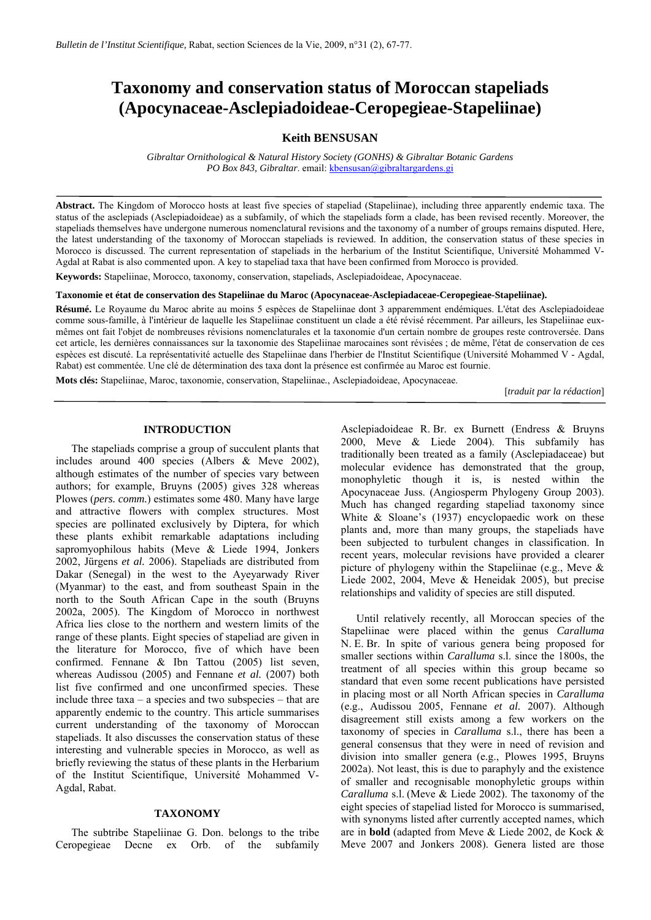# Taxonomy and conservation status of Moroccan stapeliads (Apocynaceae-Asclepiadoideae-Ceropegieae-Stapeliinae)

**Keith BENSUSAN**

*Gibraltar Ornithological & Natural History Society (GONHS) & Gibraltar Botanic Gardens*
*PO Box 843, Gibraltar*. email: kbensusan@gibraltargardens.gi

**Abstract.** The Kingdom of Morocco hosts at least five species of stapeliad (Stapeliinae), including three apparently endemic taxa. The status of the asclepiads (Asclepiadoideae) as a subfamily, of which the stapeliads form a clade, has been revised recently. Moreover, the stapeliads themselves have undergone numerous nomenclatural revisions and the taxonomy of a number of groups remains disputed. Here, the latest understanding of the taxonomy of Moroccan stapeliads is reviewed. In addition, the conservation status of these species in Morocco is discussed. The current representation of stapeliads in the herbarium of the Institut Scientifique, Université Mohammed V-Agdal at Rabat is also commented upon. A key to stapeliad taxa that have been confirmed from Morocco is provided.

**Keywords:** Stapeliinae, Morocco, taxonomy, conservation, stapeliads, Asclepiadoideae, Apocynaceae.

**Taxonomie et état de conservation des Stapeliinae du Maroc (Apocynaceae-Asclepiadaceae-Ceropegieae-Stapeliinae).**

**Résumé.** Le Royaume du Maroc abrite au moins 5 espèces de Stapeliinae dont 3 apparemment endémiques. L'état des Asclepiadoideae comme sous-famille, à l'intérieur de laquelle les Stapeliinae constituent un clade a été révisé récemment. Par ailleurs, les Stapeliinae eux-mêmes ont fait l'objet de nombreuses révisions nomenclaturales et la taxonomie d'un certain nombre de groupes reste controversée. Dans cet article, les dernières connaissances sur la taxonomie des Stapeliinae marocaines sont révisées ; de même, l'état de conservation de ces espèces est discuté. La représentativité actuelle des Stapeliinae dans l'herbier de l'Institut Scientifique (Université Mohammed V - Agdal, Rabat) est commentée. Une clé de détermination des taxa dont la présence est confirmée au Maroc est fournie.

**Mots clés:** Stapeliinae, Maroc, taxonomie, conservation, Stapeliinae., Asclepiadoideae, Apocynaceae.

[*traduit par la rédaction*]

## INTRODUCTION

The stapeliads comprise a group of succulent plants that includes around 400 species (Albers & Meve 2002), although estimates of the number of species vary between authors; for example, Bruyns (2005) gives 328 whereas Plowes (*pers. comm.*) estimates some 480. Many have large and attractive flowers with complex structures. Most species are pollinated exclusively by Diptera, for which these plants exhibit remarkable adaptations including sapromyophilous habits (Meve & Liede 1994, Jonkers 2002, Jürgens *et al.* 2006). Stapeliads are distributed from Dakar (Senegal) in the west to the Ayeyarwady River (Myanmar) to the east, and from southeast Spain in the north to the South African Cape in the south (Bruyns 2002a, 2005). The Kingdom of Morocco in northwest Africa lies close to the northern and western limits of the range of these plants. Eight species of stapeliad are given in the literature for Morocco, five of which have been confirmed. Fennane & Ibn Tattou (2005) list seven, whereas Audissou (2005) and Fennane *et al.* (2007) both list five confirmed and one unconfirmed species. These include three taxa – a species and two subspecies – that are apparently endemic to the country. This article summarises current understanding of the taxonomy of Moroccan stapeliads. It also discusses the conservation status of these interesting and vulnerable species in Morocco, as well as briefly reviewing the status of these plants in the Herbarium of the Institut Scientifique, Université Mohammed V-Agdal, Rabat.

## TAXONOMY

The subtribe Stapeliinae G. Don. belongs to the tribe Ceropegieae Decne ex Orb. of the subfamily Asclepiadoideae R. Br. ex Burnett (Endress & Bruyns 2000, Meve & Liede 2004). This subfamily has traditionally been treated as a family (Asclepiadaceae) but molecular evidence has demonstrated that the group, monophyletic though it is, is nested within the Apocynaceae Juss. (Angiosperm Phylogeny Group 2003). Much has changed regarding stapeliad taxonomy since White & Sloane's (1937) encyclopaedic work on these plants and, more than many groups, the stapeliads have been subjected to turbulent changes in classification. In recent years, molecular revisions have provided a clearer picture of phylogeny within the Stapeliinae (e.g., Meve & Liede 2002, 2004, Meve & Heneidak 2005), but precise relationships and validity of species are still disputed.

Until relatively recently, all Moroccan species of the Stapeliinae were placed within the genus *Caralluma* N. E. Br. In spite of various genera being proposed for smaller sections within *Caralluma* s.l. since the 1800s, the treatment of all species within this group became so standard that even some recent publications have persisted in placing most or all North African species in *Caralluma* (e.g., Audissou 2005, Fennane *et al.* 2007). Although disagreement still exists among a few workers on the taxonomy of species in *Caralluma* s.l., there has been a general consensus that they were in need of revision and division into smaller genera (e.g., Plowes 1995, Bruyns 2002a). Not least, this is due to paraphyly and the existence of smaller and recognisable monophyletic groups within *Caralluma* s.l. (Meve & Liede 2002). The taxonomy of the eight species of stapeliad listed for Morocco is summarised, with synonyms listed after currently accepted names, which are in **bold** (adapted from Meve & Liede 2002, de Kock & Meve 2007 and Jonkers 2008). Genera listed are those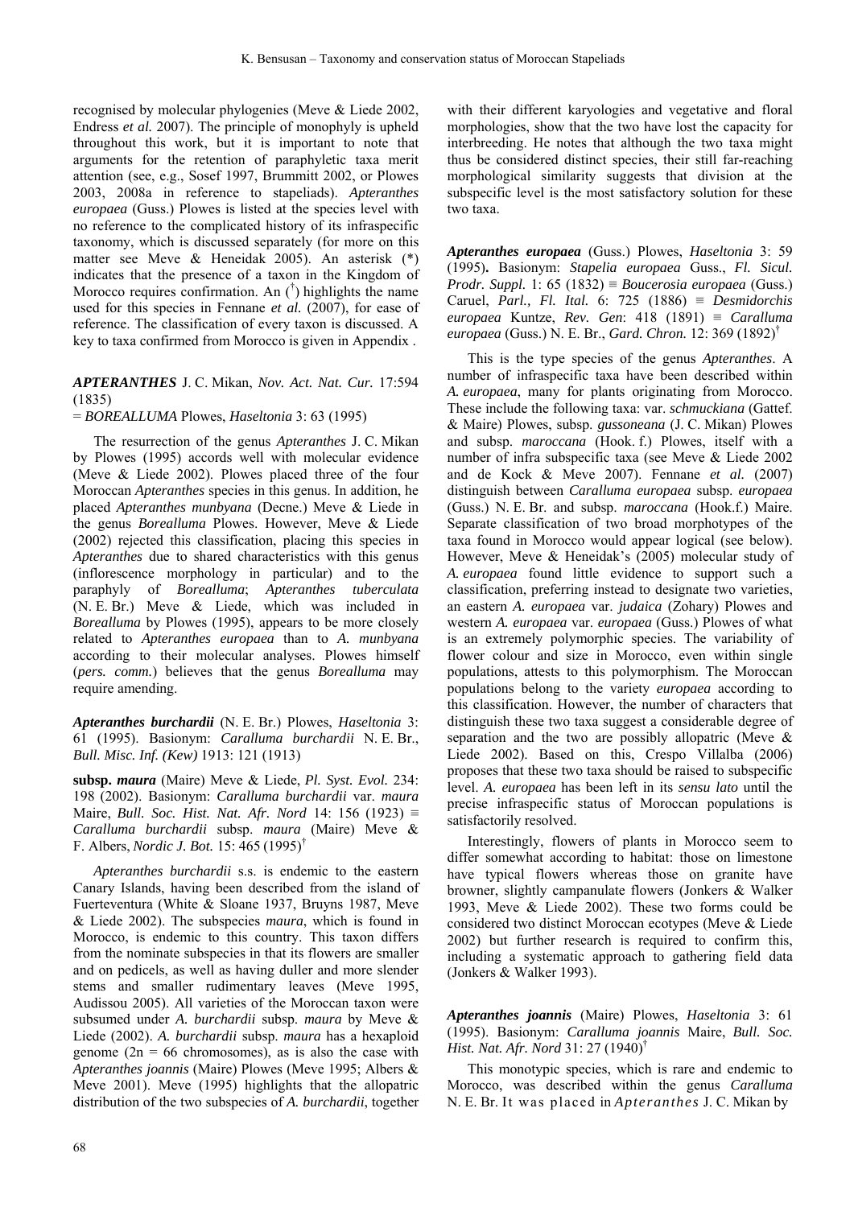recognised by molecular phylogenies (Meve & Liede 2002, Endress *et al.* 2007). The principle of monophyly is upheld throughout this work, but it is important to note that arguments for the retention of paraphyletic taxa merit attention (see, e.g., Sosef 1997, Brummitt 2002, or Plowes 2003, 2008a in reference to stapeliads). *Apteranthes europaea* (Guss.) Plowes is listed at the species level with no reference to the complicated history of its infraspecific taxonomy, which is discussed separately (for more on this matter see Meve & Heneidak 2005). An asterisk (*) indicates that the presence of a taxon in the Kingdom of Morocco requires confirmation. An (†) highlights the name used for this species in Fennane *et al.* (2007), for ease of reference. The classification of every taxon is discussed. A key to taxa confirmed from Morocco is given in Appendix .

***APTERANTHES*** J. C. Mikan, *Nov. Act. Nat. Cur.* 17:594 (1835)

= *BOREALLUMA* Plowes, *Haseltonia* 3: 63 (1995)

The resurrection of the genus *Apteranthes* J. C. Mikan by Plowes (1995) accords well with molecular evidence (Meve & Liede 2002). Plowes placed three of the four Moroccan *Apteranthes* species in this genus. In addition, he placed *Apteranthes munbyana* (Decne.) Meve & Liede in the genus *Boreallluma* Plowes. However, Meve & Liede (2002) rejected this classification, placing this species in *Apteranthes* due to shared characteristics with this genus (inflorescence morphology in particular) and to the paraphyly of *Boreallluma*; *Apteranthes tuberculata* (N. E. Br.) Meve & Liede, which was included in *Boreallluma* by Plowes (1995), appears to be more closely related to *Apteranthes europaea* than to *A. munbyana* according to their molecular analyses. Plowes himself (*pers. comm.*) believes that the genus *Boreallluma* may require amending.

***Apteranthes burchardii*** (N. E. Br.) Plowes, *Haseltonia* 3: 61 (1995). Basionym: *Caralluma burchardii* N. E. Br., *Bull. Misc. Inf. (Kew)* 1913: 121 (1913)

**subsp. *maura*** (Maire) Meve & Liede, *Pl. Syst. Evol.* 234: 198 (2002). Basionym: *Caralluma burchardii* var. *maura* Maire, *Bull. Soc. Hist. Nat. Afr. Nord* 14: 156 (1923) ≡ *Caralluma burchardii* subsp. *maura* (Maire) Meve & F. Albers, *Nordic J. Bot.* 15: 465 (1995)†

*Apteranthes burchardii* s.s. is endemic to the eastern Canary Islands, having been described from the island of Fuerteventura (White & Sloane 1937, Bruyns 1987, Meve & Liede 2002). The subspecies *maura*, which is found in Morocco, is endemic to this country. This taxon differs from the nominate subspecies in that its flowers are smaller and on pedicels, as well as having duller and more slender stems and smaller rudimentary leaves (Meve 1995, Audissou 2005). All varieties of the Moroccan taxon were subsumed under *A. burchardii* subsp. *maura* by Meve & Liede (2002). *A. burchardii* subsp. *maura* has a hexaploid genome ($2n = 66$ chromosomes), as is also the case with *Apteranthes joannis* (Maire) Plowes (Meve 1995; Albers & Meve 2001). Meve (1995) highlights that the allopatric distribution of the two subspecies of *A. burchardii*, together with their different karyologies and vegetative and floral morphologies, show that the two have lost the capacity for interbreeding. He notes that although the two taxa might thus be considered distinct species, their still far-reaching morphological similarity suggests that division at the subspecific level is the most satisfactory solution for these two taxa.

***Apteranthes europaea*** (Guss.) Plowes, *Haseltonia* 3: 59 (1995). Basionym: *Stapelia europaea* Guss., *Fl. Sicul. Prodr. Suppl.* 1: 65 (1832) ≡ *Boucerosia europaea* (Guss.) Caruel, *Parl., Fl. Ital.* 6: 725 (1886) ≡ *Desmidorchis europaea* Kuntze, *Rev. Gen*: 418 (1891) ≡ *Caralluma europaea* (Guss.) N. E. Br., *Gard. Chron.* 12: 369 (1892)†

This is the type species of the genus *Apteranthes*. A number of infraspecific taxa have been described within *A. europaea*, many for plants originating from Morocco. These include the following taxa: var. *schmuckiana* (Gattef. & Maire) Plowes, subsp. *gussoneana* (J. C. Mikan) Plowes and subsp. *maroccana* (Hook. f.) Plowes, itself with a number of infra subspecific taxa (see Meve & Liede 2002 and de Kock & Meve 2007). Fennane *et al.* (2007) distinguish between *Caralluma europaea* subsp. *europaea* (Guss.) N. E. Br. and subsp. *maroccana* (Hook.f.) Maire. Separate classification of two broad morphotypes of the taxa found in Morocco would appear logical (see below). However, Meve & Heneidak's (2005) molecular study of *A. europaea* found little evidence to support such a classification, preferring instead to designate two varieties, an eastern *A. europaea* var. *judaica* (Zohary) Plowes and western *A. europaea* var. *europaea* (Guss.) Plowes of what is an extremely polymorphic species. The variability of flower colour and size in Morocco, even within single populations, attests to this polymorphism. The Moroccan populations belong to the variety *europaea* according to this classification. However, the number of characters that distinguish these two taxa suggest a considerable degree of separation and the two are possibly allopatric (Meve & Liede 2002). Based on this, Crespo Villalba (2006) proposes that these two taxa should be raised to specific level. *A. europaea* has been left in its *sensu lato* until the precise infraspecific status of Moroccan populations is satisfactorily resolved.

Interestingly, flowers of plants in Morocco seem to differ somewhat according to habitat: those on limestone have typical flowers whereas those on granite have browner, slightly campanulate flowers (Jonkers & Walker 1993, Meve & Liede 2002). These two forms could be considered two distinct Moroccan ecotypes (Meve & Liede 2002) but further research is required to confirm this, including a systematic approach to gathering field data (Jonkers & Walker 1993).

***Apteranthes joannis*** (Maire) Plowes, *Haseltonia* 3: 61 (1995). Basionym: *Caralluma joannis* Maire, *Bull. Soc. Hist. Nat. Afr. Nord* 31: 27 (1940)†

This monotypic species, which is rare and endemic to Morocco, was described within the genus *Caralluma* N. E. Br. It was placed in *Apteranthes* J. C. Mikan by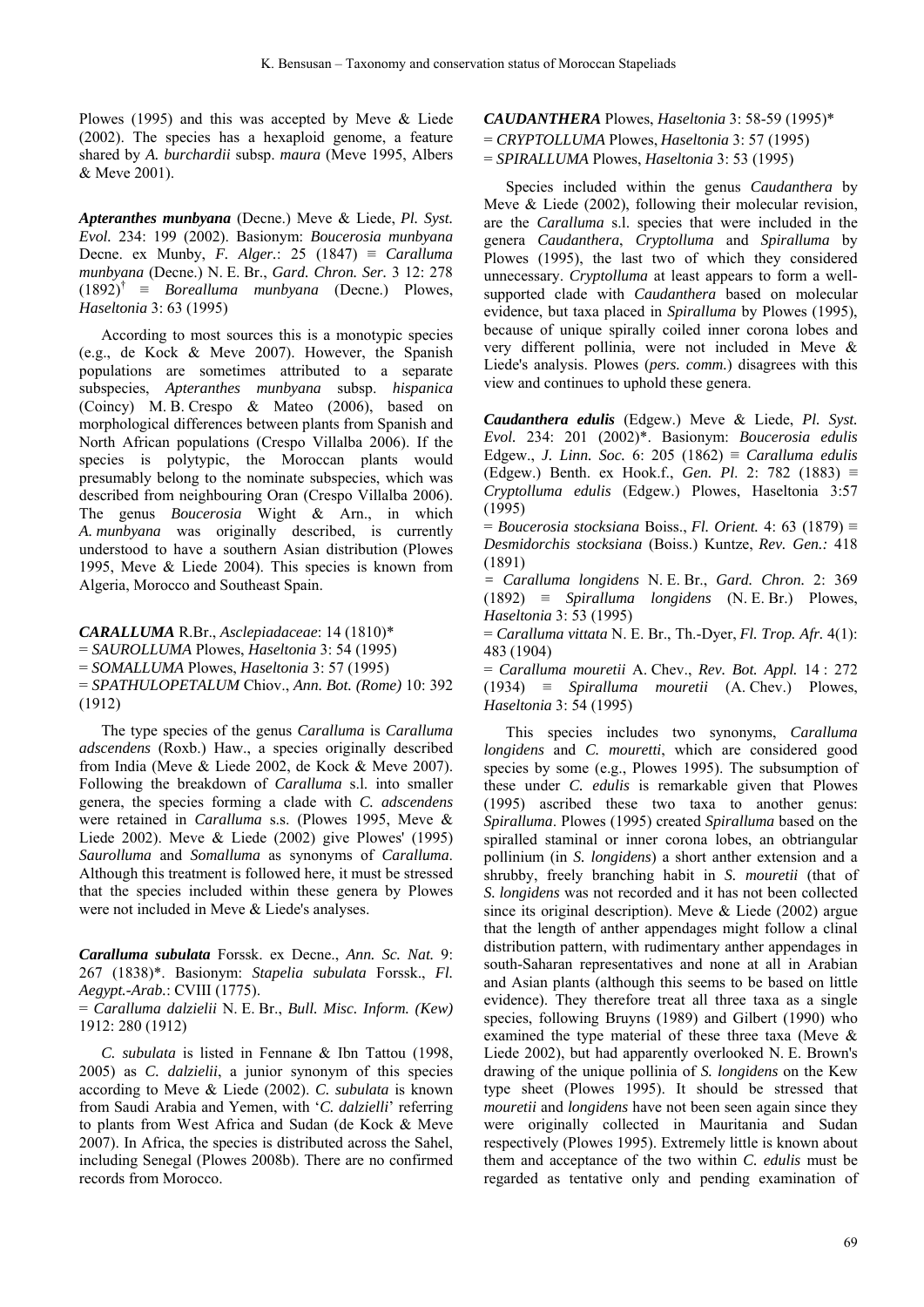Plowes (1995) and this was accepted by Meve & Liede (2002). The species has a hexaploid genome, a feature shared by *A. burchardii* subsp. *maura* (Meve 1995, Albers & Meve 2001).

***Apteranthes munbyana*** (Decne.) Meve & Liede, *Pl. Syst. Evol.* 234: 199 (2002). Basionym: *Boucerosia munbyana* Decne. ex Munby, *F. Alger.*: 25 (1847) ≡ *Caralluma munbyana* (Decne.) N. E. Br., *Gard. Chron. Ser.* 3 12: 278 (1892)[†] ≡ *Borealluma munbyana* (Decne.) Plowes, *Haseltonia* 3: 63 (1995)

According to most sources this is a monotypic species (e.g., de Kock & Meve 2007). However, the Spanish populations are sometimes attributed to a separate subspecies, *Apteranthes munbyana* subsp. *hispanica* (Coincy) M. B. Crespo & Mateo (2006), based on morphological differences between plants from Spanish and North African populations (Crespo Villalba 2006). If the species is polytypic, the Moroccan plants would presumably belong to the nominate subspecies, which was described from neighbouring Oran (Crespo Villalba 2006). The genus *Boucerosia* Wight & Arn., in which *A. munbyana* was originally described, is currently understood to have a southern Asian distribution (Plowes 1995, Meve & Liede 2004). This species is known from Algeria, Morocco and Southeast Spain.

***CARALLUMA*** R.Br., *Asclepiadaceae*: 14 (1810)*
= *SAUROLLUMA* Plowes, *Haseltonia* 3: 54 (1995)
= *SOMALLUMA* Plowes, *Haseltonia* 3: 57 (1995)
= *SPATHULOPETALUM* Chiov., *Ann. Bot. (Rome)* 10: 392 (1912)

The type species of the genus *Caralluma* is *Caralluma adscendens* (Roxb.) Haw., a species originally described from India (Meve & Liede 2002, de Kock & Meve 2007). Following the breakdown of *Caralluma* s.l. into smaller genera, the species forming a clade with *C. adscendens* were retained in *Caralluma* s.s. (Plowes 1995, Meve & Liede 2002). Meve & Liede (2002) give Plowes' (1995) *Saurolluma* and *Somalluma* as synonyms of *Caralluma*. Although this treatment is followed here, it must be stressed that the species included within these genera by Plowes were not included in Meve & Liede's analyses.

***Caralluma subulata*** Forssk. ex Decne., *Ann. Sc. Nat.* 9: 267 (1838)*. Basionym: *Stapelia subulata* Forssk., *Fl. Aegypt.-Arab.*: CVIII (1775).
= *Caralluma dalzielii* N. E. Br., *Bull. Misc. Inform. (Kew)* 1912: 280 (1912)

*C. subulata* is listed in Fennane & Ibn Tattou (1998, 2005) as *C. dalzielii*, a junior synonym of this species according to Meve & Liede (2002). *C. subulata* is known from Saudi Arabia and Yemen, with '*C. dalzielli*' referring to plants from West Africa and Sudan (de Kock & Meve 2007). In Africa, the species is distributed across the Sahel, including Senegal (Plowes 2008b). There are no confirmed records from Morocco.

***CAUDANTHERA*** Plowes, *Haseltonia* 3: 58-59 (1995)*
= *CRYPTOLLUMA* Plowes, *Haseltonia* 3: 57 (1995)
= *SPIRALLUMA* Plowes, *Haseltonia* 3: 53 (1995)

Species included within the genus *Caudanthera* by Meve & Liede (2002), following their molecular revision, are the *Caralluma* s.l. species that were included in the genera *Caudanthera*, *Cryptolluma* and *Spiralluma* by Plowes (1995), the last two of which they considered unnecessary. *Cryptolluma* at least appears to form a well-supported clade with *Caudanthera* based on molecular evidence, but taxa placed in *Spiralluma* by Plowes (1995), because of unique spirally coiled inner corona lobes and very different pollinia, were not included in Meve & Liede's analysis. Plowes (*pers. comm.*) disagrees with this view and continues to uphold these genera.

***Caudanthera edulis*** (Edgew.) Meve & Liede, *Pl. Syst. Evol.* 234: 201 (2002)*. Basionym: *Boucerosia edulis* Edgew., *J. Linn. Soc.* 6: 205 (1862) ≡ *Caralluma edulis* (Edgew.) Benth. ex Hook.f., *Gen. Pl.* 2: 782 (1883) ≡ *Cryptolluma edulis* (Edgew.) Plowes, Haseltonia 3:57 (1995)
= *Boucerosia stocksiana* Boiss., *Fl. Orient.* 4: 63 (1879) ≡ *Desmidorchis stocksiana* (Boiss.) Kuntze, *Rev. Gen.:* 418 (1891)
= *Caralluma longidens* N. E. Br., *Gard. Chron.* 2: 369 (1892) ≡ *Spiralluma longidens* (N. E. Br.) Plowes, *Haseltonia* 3: 53 (1995)
= *Caralluma vittata* N. E. Br., Th.-Dyer, *Fl. Trop. Afr.* 4(1): 483 (1904)
= *Caralluma mouretii* A. Chev., *Rev. Bot. Appl.* 14 : 272 (1934) ≡ *Spiralluma mouretii* (A. Chev.) Plowes, *Haseltonia* 3: 54 (1995)

This species includes two synonyms, *Caralluma longidens* and *C. mouretti*, which are considered good species by some (e.g., Plowes 1995). The subsumption of these under *C. edulis* is remarkable given that Plowes (1995) ascribed these two taxa to another genus: *Spiralluma*. Plowes (1995) created *Spiralluma* based on the spiralled staminal or inner corona lobes, an obtriangular pollinium (in *S. longidens*) a short anther extension and a shrubby, freely branching habit in *S. mouretii* (that of *S. longidens* was not recorded and it has not been collected since its original description). Meve & Liede (2002) argue that the length of anther appendages might follow a clinal distribution pattern, with rudimentary anther appendages in south-Saharan representatives and none at all in Arabian and Asian plants (although this seems to be based on little evidence). They therefore treat all three taxa as a single species, following Bruyns (1989) and Gilbert (1990) who examined the type material of these three taxa (Meve & Liede 2002), but had apparently overlooked N. E. Brown's drawing of the unique pollinia of *S. longidens* on the Kew type sheet (Plowes 1995). It should be stressed that *mouretii* and *longidens* have not been seen again since they were originally collected in Mauritania and Sudan respectively (Plowes 1995). Extremely little is known about them and acceptance of the two within *C. edulis* must be regarded as tentative only and pending examination of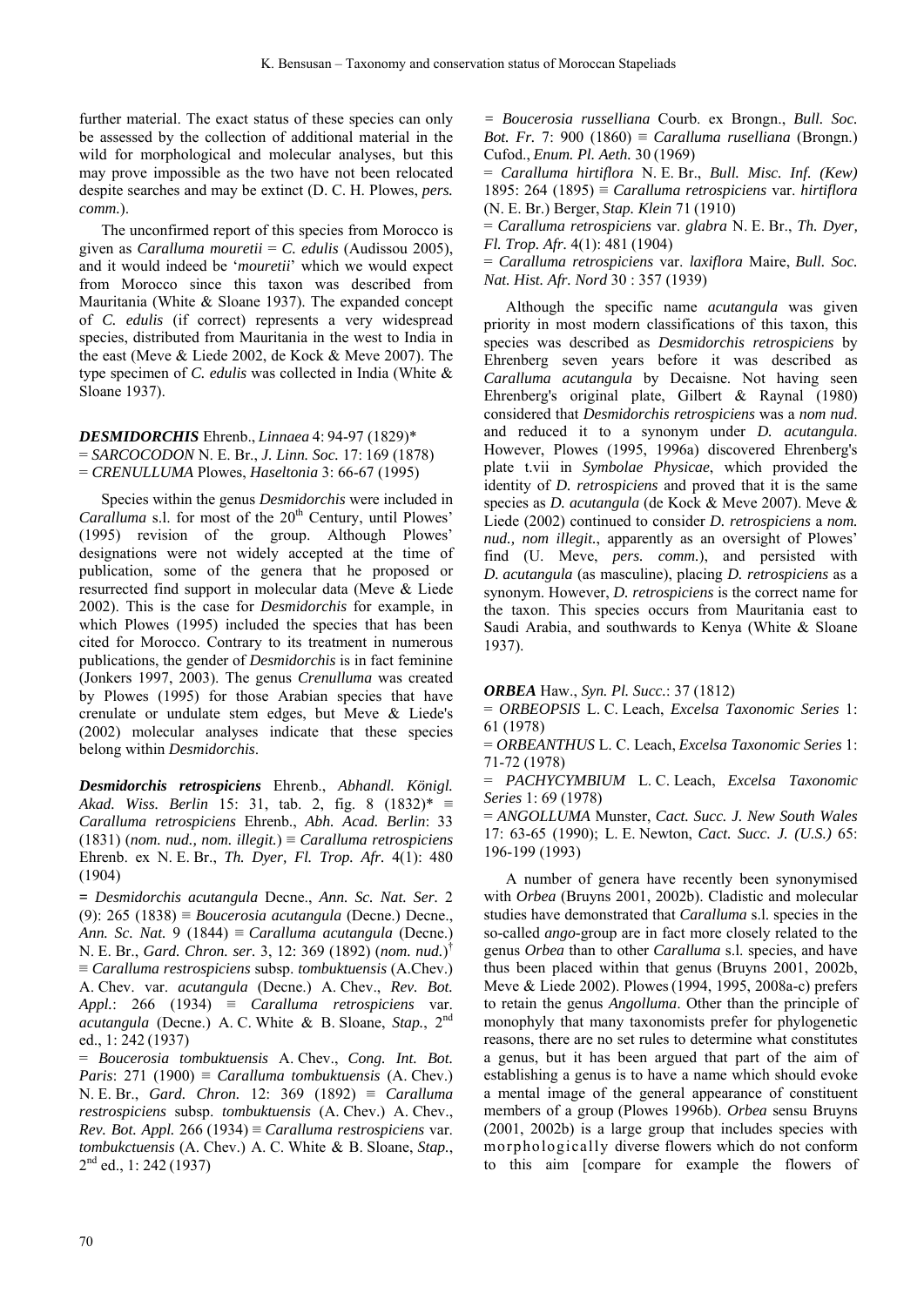further material. The exact status of these species can only be assessed by the collection of additional material in the wild for morphological and molecular analyses, but this may prove impossible as the two have not been relocated despite searches and may be extinct (D. C. H. Plowes, *pers. comm.*).

The unconfirmed report of this species from Morocco is given as *Caralluma mouretii* = *C. edulis* (Audissou 2005), and it would indeed be '*mouretii*' which we would expect from Morocco since this taxon was described from Mauritania (White & Sloane 1937). The expanded concept of *C. edulis* (if correct) represents a very widespread species, distributed from Mauritania in the west to India in the east (Meve & Liede 2002, de Kock & Meve 2007). The type specimen of *C. edulis* was collected in India (White & Sloane 1937).

***DESMIDORCHIS*** Ehrenb., *Linnaea* 4: 94-97 (1829)*
= *SARCOCODON* N. E. Br., *J. Linn. Soc.* 17: 169 (1878)
= *CRENULLUMA* Plowes, *Haseltonia* 3: 66-67 (1995)

Species within the genus *Desmidorchis* were included in *Caralluma* s.l. for most of the 20th Century, until Plowes' (1995) revision of the group. Although Plowes' designations were not widely accepted at the time of publication, some of the genera that he proposed or resurrected find support in molecular data (Meve & Liede 2002). This is the case for *Desmidorchis* for example, in which Plowes (1995) included the species that has been cited for Morocco. Contrary to its treatment in numerous publications, the gender of *Desmidorchis* is in fact feminine (Jonkers 1997, 2003). The genus *Crenulluma* was created by Plowes (1995) for those Arabian species that have crenulate or undulate stem edges, but Meve & Liede's (2002) molecular analyses indicate that these species belong within *Desmidorchis*.

***Desmidorchis retrospiciens*** Ehrenb., *Abhandl. Königl. Akad. Wiss. Berlin* 15: 31, tab. 2, fig. 8 (1832)* ≡ *Caralluma retrospiciens* Ehrenb., *Abh. Acad. Berlin*: 33 (1831) (*nom. nud., nom. illegit.*) ≡ *Caralluma retrospiciens* Ehrenb. ex N. E. Br., *Th. Dyer, Fl. Trop. Afr.* 4(1): 480 (1904)

= *Desmidorchis acutangula* Decne., *Ann. Sc. Nat. Ser.* 2 (9): 265 (1838) ≡ *Boucerosia acutangula* (Decne.) Decne., *Ann. Sc. Nat.* 9 (1844) ≡ *Caralluma acutangula* (Decne.) N. E. Br., *Gard. Chron. ser.* 3, 12: 369 (1892) (*nom. nud.*)† ≡ *Caralluma restrospiciens* subsp. *tombuktuensis* (A.Chev.) A. Chev. var. *acutangula* (Decne.) A. Chev., *Rev. Bot. Appl.*: 266 (1934) ≡ *Caralluma retrospiciens* var. *acutangula* (Decne.) A. C. White & B. Sloane, *Stap.*, 2nd ed., 1: 242 (1937)

= *Boucerosia tombuktuensis* A. Chev., *Cong. Int. Bot. Paris*: 271 (1900) ≡ *Caralluma tombuktuensis* (A. Chev.) N. E. Br., *Gard. Chron.* 12: 369 (1892) ≡ *Caralluma restrospiciens* subsp. *tombuktuensis* (A. Chev.) A. Chev., *Rev. Bot. Appl.* 266 (1934) ≡ *Caralluma restrospiciens* var. *tombukctuensis* (A. Chev.) A. C. White & B. Sloane, *Stap.*, 2nd ed., 1: 242 (1937)

= *Boucerosia russelliana* Courb. ex Brongn., *Bull. Soc. Bot. Fr.* 7: 900 (1860) ≡ *Caralluma rusellian*a (Brongn.) Cufod., *Enum. Pl. Aeth.* 30 (1969)

= *Caralluma hirtiflora* N. E. Br., *Bull. Misc. Inf. (Kew)* 1895: 264 (1895) ≡ *Caralluma retrospiciens* var. *hirtiflora* (N. E. Br.) Berger, *Stap. Klein* 71 (1910)

= *Caralluma retrospiciens* var. *glabra* N. E. Br., *Th. Dyer, Fl. Trop. Afr.* 4(1): 481 (1904)

= *Caralluma retrospiciens* var. *laxiflora* Maire, *Bull. Soc. Nat. Hist. Afr. Nord* 30 : 357 (1939)

Although the specific name *acutangula* was given priority in most modern classifications of this taxon, this species was described as *Desmidorchis retrospiciens* by Ehrenberg seven years before it was described as *Caralluma acutangula* by Decaisne. Not having seen Ehrenberg's original plate, Gilbert & Raynal (1980) considered that *Desmidorchis retrospiciens* was a *nom nud*. and reduced it to a synonym under *D. acutangula*. However, Plowes (1995, 1996a) discovered Ehrenberg's plate t.vii in *Symbolae Physicae*, which provided the identity of *D. retrospiciens* and proved that it is the same species as *D. acutangula* (de Kock & Meve 2007). Meve & Liede (2002) continued to consider *D. retrospiciens* a *nom. nud., nom illegit.*, apparently as an oversight of Plowes' find (U. Meve, *pers. comm.*), and persisted with *D. acutangula* (as masculine), placing *D. retrospiciens* as a synonym. However, *D. retrospiciens* is the correct name for the taxon. This species occurs from Mauritania east to Saudi Arabia, and southwards to Kenya (White & Sloane 1937).

***ORBEA*** Haw., *Syn. Pl. Succ.*: 37 (1812)
= *ORBEOPSIS* L. C. Leach, *Excelsa Taxonomic Series* 1: 61 (1978)
= *ORBEANTHUS* L. C. Leach, *Excelsa Taxonomic Series* 1: 71-72 (1978)
= *PACHYCYMBIUM* L. C. Leach, *Excelsa Taxonomic Series* 1: 69 (1978)
= *ANGOLLUMA* Munster, *Cact. Succ. J. New South Wales* 17: 63-65 (1990); L. E. Newton, *Cact. Succ. J. (U.S.)* 65: 196-199 (1993)

A number of genera have recently been synonymised with *Orbea* (Bruyns 2001, 2002b). Cladistic and molecular studies have demonstrated that *Caralluma* s.l. species in the so-called *ango*-group are in fact more closely related to the genus *Orbea* than to other *Caralluma* s.l. species, and have thus been placed within that genus (Bruyns 2001, 2002b, Meve & Liede 2002). Plowes (1994, 1995, 2008a-c) prefers to retain the genus *Angolluma*. Other than the principle of monophyly that many taxonomists prefer for phylogenetic reasons, there are no set rules to determine what constitutes a genus, but it has been argued that part of the aim of establishing a genus is to have a name which should evoke a mental image of the general appearance of constituent members of a group (Plowes 1996b). *Orbea* sensu Bruyns (2001, 2002b) is a large group that includes species with morphologically diverse flowers which do not conform to this aim [compare for example the flowers of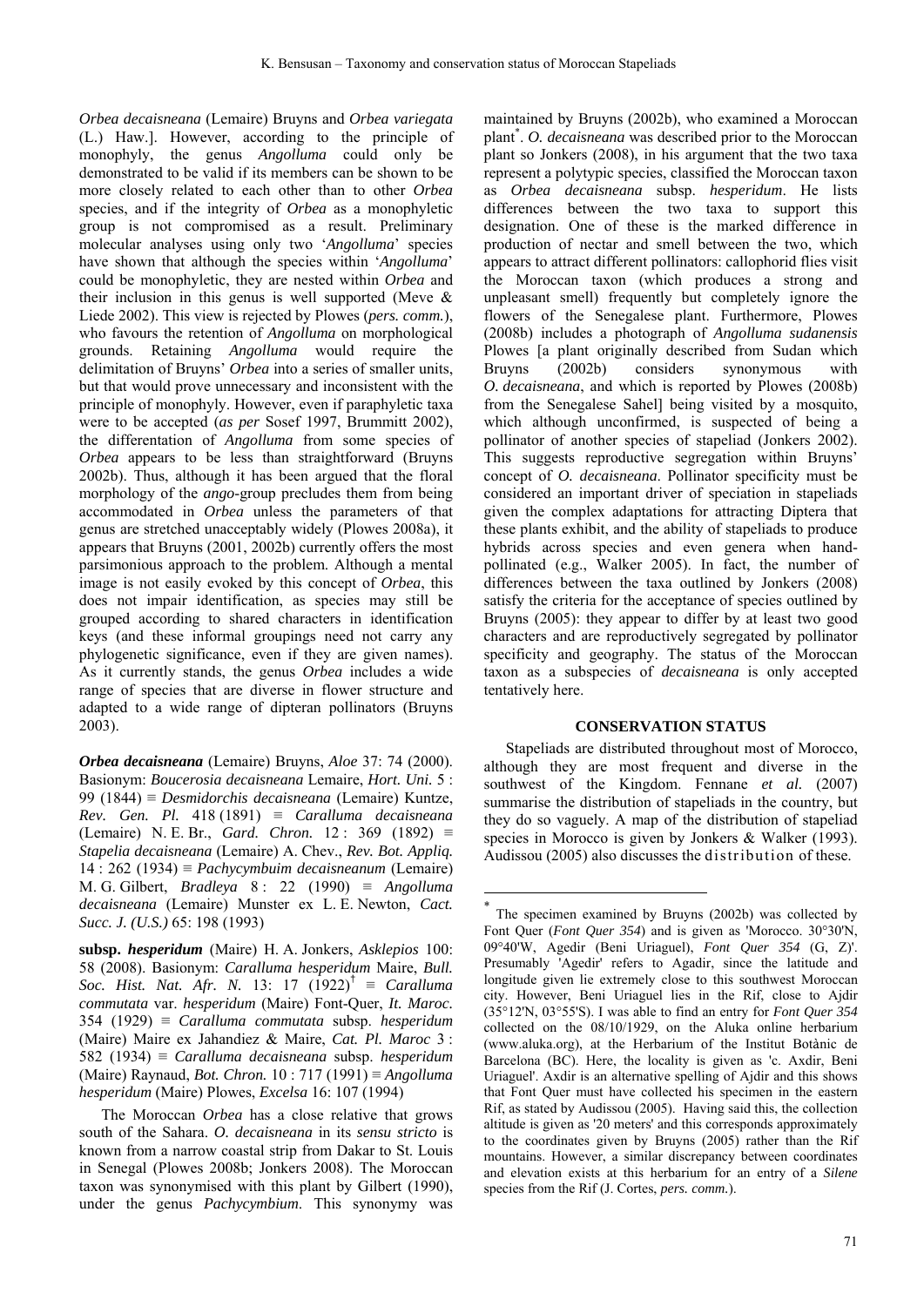*Orbea decaisneana* (Lemaire) Bruyns and *Orbea variegata* (L.) Haw.]. However, according to the principle of monophyly, the genus *Angolluma* could only be demonstrated to be valid if its members can be shown to be more closely related to each other than to other *Orbea* species, and if the integrity of *Orbea* as a monophyletic group is not compromised as a result. Preliminary molecular analyses using only two '*Angolluma*' species have shown that although the species within '*Angolluma*' could be monophyletic, they are nested within *Orbea* and their inclusion in this genus is well supported (Meve & Liede 2002). This view is rejected by Plowes (*pers. comm.*), who favours the retention of *Angolluma* on morphological grounds. Retaining *Angolluma* would require the delimitation of Bruyns' *Orbea* into a series of smaller units, but that would prove unnecessary and inconsistent with the principle of monophyly. However, even if paraphyletic taxa were to be accepted (*as per* Sosef 1997, Brummitt 2002), the differentation of *Angolluma* from some species of *Orbea* appears to be less than straightforward (Bruyns 2002b). Thus, although it has been argued that the floral morphology of the *ango*-group precludes them from being accommodated in *Orbea* unless the parameters of that genus are stretched unacceptably widely (Plowes 2008a), it appears that Bruyns (2001, 2002b) currently offers the most parsimonious approach to the problem. Although a mental image is not easily evoked by this concept of *Orbea*, this does not impair identification, as species may still be grouped according to shared characters in identification keys (and these informal groupings need not carry any phylogenetic significance, even if they are given names). As it currently stands, the genus *Orbea* includes a wide range of species that are diverse in flower structure and adapted to a wide range of dipteran pollinators (Bruyns 2003).

***Orbea decaisneana*** (Lemaire) Bruyns, *Aloe* 37: 74 (2000). Basionym: *Boucerosia decaisneana* Lemaire, *Hort. Uni.* 5 : 99 (1844) ≡ *Desmidorchis decaisneana* (Lemaire) Kuntze, *Rev. Gen. Pl.* 418 (1891) ≡ *Caralluma decaisneana* (Lemaire) N. E. Br., *Gard. Chron.* 12 : 369 (1892) ≡ *Stapelia decaisneana* (Lemaire) A. Chev., *Rev. Bot. Appliq.* 14 : 262 (1934) ≡ *Pachycymbuim decaisneanum* (Lemaire) M. G. Gilbert, *Bradleya* 8 : 22 (1990) ≡ *Angolluma decaisneana* (Lemaire) Munster ex L. E. Newton, *Cact. Succ. J. (U.S.)* 65: 198 (1993)

**subsp. *hesperidum*** (Maire) H. A. Jonkers, *Asklepios* 100: 58 (2008). Basionym: *Caralluma hesperidum* Maire, *Bull. Soc. Hist. Nat. Afr. N.* 13: 17 (1922)† ≡ *Caralluma commutata* var. *hesperidum* (Maire) Font-Quer, *It. Maroc.* 354 (1929) ≡ *Caralluma commutata* subsp. *hesperidum* (Maire) Maire ex Jahandiez & Maire, *Cat. Pl. Maroc* 3 : 582 (1934) ≡ *Caralluma decaisneana* subsp. *hesperidum* (Maire) Raynaud, *Bot. Chron.* 10 : 717 (1991) ≡ *Angolluma hesperidum* (Maire) Plowes, *Excelsa* 16: 107 (1994)

The Moroccan *Orbea* has a close relative that grows south of the Sahara. *O. decaisneana* in its *sensu stricto* is known from a narrow coastal strip from Dakar to St. Louis in Senegal (Plowes 2008b; Jonkers 2008). The Moroccan taxon was synonymised with this plant by Gilbert (1990), under the genus *Pachycymbium*. This synonymy was maintained by Bruyns (2002b), who examined a Moroccan plant*. *O. decaisneana* was described prior to the Moroccan plant so Jonkers (2008), in his argument that the two taxa represent a polytypic species, classified the Moroccan taxon as *Orbea decaisneana* subsp. *hesperidum*. He lists differences between the two taxa to support this designation. One of these is the marked difference in production of nectar and smell between the two, which appears to attract different pollinators: callophorid flies visit the Moroccan taxon (which produces a strong and unpleasant smell) frequently but completely ignore the flowers of the Senegalese plant. Furthermore, Plowes (2008b) includes a photograph of *Angolluma sudanensis* Plowes [a plant originally described from Sudan which Bruyns (2002b) considers synonymous with *O. decaisneana*, and which is reported by Plowes (2008b) from the Senegalese Sahel] being visited by a mosquito, which although unconfirmed, is suspected of being a pollinator of another species of stapeliad (Jonkers 2002). This suggests reproductive segregation within Bruyns' concept of *O. decaisneana*. Pollinator specificity must be considered an important driver of speciation in stapeliads given the complex adaptations for attracting Diptera that these plants exhibit, and the ability of stapeliads to produce hybrids across species and even genera when hand-pollinated (e.g., Walker 2005). In fact, the number of differences between the taxa outlined by Jonkers (2008) satisfy the criteria for the acceptance of species outlined by Bruyns (2005): they appear to differ by at least two good characters and are reproductively segregated by pollinator specificity and geography. The status of the Moroccan taxon as a subspecies of *decaisneana* is only accepted tentatively here.

## CONSERVATION STATUS

Stapeliads are distributed throughout most of Morocco, although they are most frequent and diverse in the southwest of the Kingdom. Fennane *et al.* (2007) summarise the distribution of stapeliads in the country, but they do so vaguely. A map of the distribution of stapeliad species in Morocco is given by Jonkers & Walker (1993). Audissou (2005) also discusses the distribution of these.

---

* The specimen examined by Bruyns (2002b) was collected by Font Quer (*Font Quer 354*) and is given as 'Morocco. 30°30'N, 09°40'W, Agedir (Beni Uriaguel), *Font Quer 354* (G, Z)'. Presumably 'Agedir' refers to Agadir, since the latitude and longitude given lie extremely close to this southwest Moroccan city. However, Beni Uriaguel lies in the Rif, close to Ajdir (35°12'N, 03°55'S). I was able to find an entry for *Font Quer 354* collected on the 08/10/1929, on the Aluka online herbarium (www.aluka.org), at the Herbarium of the Institut Botànic de Barcelona (BC). Here, the locality is given as 'c. Axdir, Beni Uriaguel'. Axdir is an alternative spelling of Ajdir and this shows that Font Quer must have collected his specimen in the eastern Rif, as stated by Audissou (2005). Having said this, the collection altitude is given as '20 meters' and this corresponds approximately to the coordinates given by Bruyns (2005) rather than the Rif mountains. However, a similar discrepancy between coordinates and elevation exists at this herbarium for an entry of a *Silene* species from the Rif (J. Cortes, *pers. comm.*).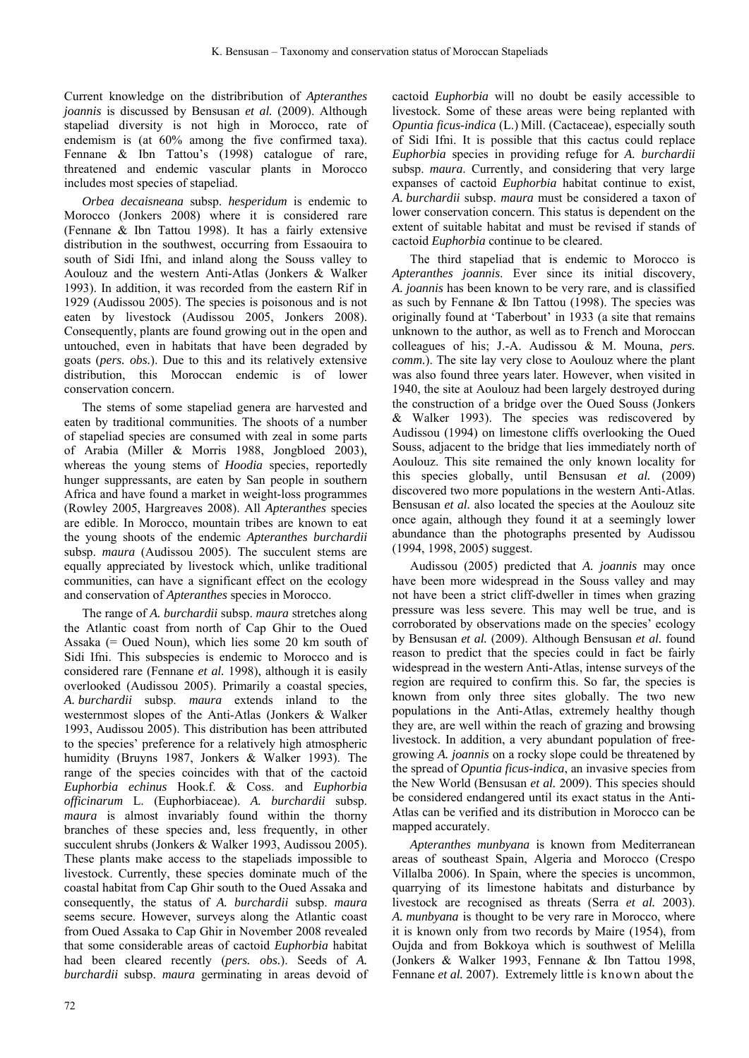Current knowledge on the distribribution of *Apteranthes joannis* is discussed by Bensusan *et al.* (2009). Although stapeliad diversity is not high in Morocco, rate of endemism is (at 60% among the five confirmed taxa). Fennane & Ibn Tattou's (1998) catalogue of rare, threatened and endemic vascular plants in Morocco includes most species of stapeliad.

*Orbea decaisneana* subsp. *hesperidum* is endemic to Morocco (Jonkers 2008) where it is considered rare (Fennane & Ibn Tattou 1998). It has a fairly extensive distribution in the southwest, occurring from Essaouira to south of Sidi Ifni, and inland along the Souss valley to Aoulouz and the western Anti-Atlas (Jonkers & Walker 1993). In addition, it was recorded from the eastern Rif in 1929 (Audissou 2005). The species is poisonous and is not eaten by livestock (Audissou 2005, Jonkers 2008). Consequently, plants are found growing out in the open and untouched, even in habitats that have been degraded by goats (*pers. obs.*). Due to this and its relatively extensive distribution, this Moroccan endemic is of lower conservation concern.

The stems of some stapeliad genera are harvested and eaten by traditional communities. The shoots of a number of stapeliad species are consumed with zeal in some parts of Arabia (Miller & Morris 1988, Jongbloed 2003), whereas the young stems of *Hoodia* species, reportedly hunger suppressants, are eaten by San people in southern Africa and have found a market in weight-loss programmes (Rowley 2005, Hargreaves 2008). All *Apteranthes* species are edible. In Morocco, mountain tribes are known to eat the young shoots of the endemic *Apteranthes burchardii* subsp. *maura* (Audissou 2005). The succulent stems are equally appreciated by livestock which, unlike traditional communities, can have a significant effect on the ecology and conservation of *Apteranthes* species in Morocco.

The range of *A. burchardii* subsp. *maura* stretches along the Atlantic coast from north of Cap Ghir to the Oued Assaka (= Oued Noun), which lies some 20 km south of Sidi Ifni. This subspecies is endemic to Morocco and is considered rare (Fennane *et al.* 1998), although it is easily overlooked (Audissou 2005). Primarily a coastal species, *A. burchardii* subsp. *maura* extends inland to the westernmost slopes of the Anti-Atlas (Jonkers & Walker 1993, Audissou 2005). This distribution has been attributed to the species' preference for a relatively high atmospheric humidity (Bruyns 1987, Jonkers & Walker 1993). The range of the species coincides with that of the cactoid *Euphorbia echinus* Hook.f. & Coss. and *Euphorbia officinarum* L. (Euphorbiaceae). *A. burchardii* subsp. *maura* is almost invariably found within the thorny branches of these species and, less frequently, in other succulent shrubs (Jonkers & Walker 1993, Audissou 2005). These plants make access to the stapeliads impossible to livestock. Currently, these species dominate much of the coastal habitat from Cap Ghir south to the Oued Assaka and consequently, the status of *A. burchardii* subsp. *maura* seems secure. However, surveys along the Atlantic coast from Oued Assaka to Cap Ghir in November 2008 revealed that some considerable areas of cactoid *Euphorbia* habitat had been cleared recently (*pers. obs.*). Seeds of *A. burchardii* subsp. *maura* germinating in areas devoid of cactoid *Euphorbia* will no doubt be easily accessible to livestock. Some of these areas were being replanted with *Opuntia ficus-indica* (L.) Mill. (Cactaceae), especially south of Sidi Ifni. It is possible that this cactus could replace *Euphorbia* species in providing refuge for *A. burchardii* subsp. *maura*. Currently, and considering that very large expanses of cactoid *Euphorbia* habitat continue to exist, *A. burchardii* subsp. *maura* must be considered a taxon of lower conservation concern. This status is dependent on the extent of suitable habitat and must be revised if stands of cactoid *Euphorbia* continue to be cleared.

The third stapeliad that is endemic to Morocco is *Apteranthes joannis*. Ever since its initial discovery, *A. joannis* has been known to be very rare, and is classified as such by Fennane & Ibn Tattou (1998). The species was originally found at 'Taberbout' in 1933 (a site that remains unknown to the author, as well as to French and Moroccan colleagues of his; J.-A. Audissou & M. Mouna, *pers. comm.*). The site lay very close to Aoulouz where the plant was also found three years later. However, when visited in 1940, the site at Aoulouz had been largely destroyed during the construction of a bridge over the Oued Souss (Jonkers & Walker 1993). The species was rediscovered by Audissou (1994) on limestone cliffs overlooking the Oued Souss, adjacent to the bridge that lies immediately north of Aoulouz. This site remained the only known locality for this species globally, until Bensusan *et al.* (2009) discovered two more populations in the western Anti-Atlas. Bensusan *et al.* also located the species at the Aoulouz site once again, although they found it at a seemingly lower abundance than the photographs presented by Audissou (1994, 1998, 2005) suggest.

Audissou (2005) predicted that *A. joannis* may once have been more widespread in the Souss valley and may not have been a strict cliff-dweller in times when grazing pressure was less severe. This may well be true, and is corroborated by observations made on the species' ecology by Bensusan *et al.* (2009). Although Bensusan *et al.* found reason to predict that the species could in fact be fairly widespread in the western Anti-Atlas, intense surveys of the region are required to confirm this. So far, the species is known from only three sites globally. The two new populations in the Anti-Atlas, extremely healthy though they are, are well within the reach of grazing and browsing livestock. In addition, a very abundant population of free-growing *A. joannis* on a rocky slope could be threatened by the spread of *Opuntia ficus-indica*, an invasive species from the New World (Bensusan *et al.* 2009). This species should be considered endangered until its exact status in the Anti-Atlas can be verified and its distribution in Morocco can be mapped accurately.

*Apteranthes munbyana* is known from Mediterranean areas of southeast Spain, Algeria and Morocco (Crespo Villalba 2006). In Spain, where the species is uncommon, quarrying of its limestone habitats and disturbance by livestock are recognised as threats (Serra *et al.* 2003). *A. munbyana* is thought to be very rare in Morocco, where it is known only from two records by Maire (1954), from Oujda and from Bokkoya which is southwest of Melilla (Jonkers & Walker 1993, Fennane & Ibn Tattou 1998, Fennane *et al.* 2007). Extremely little is known about the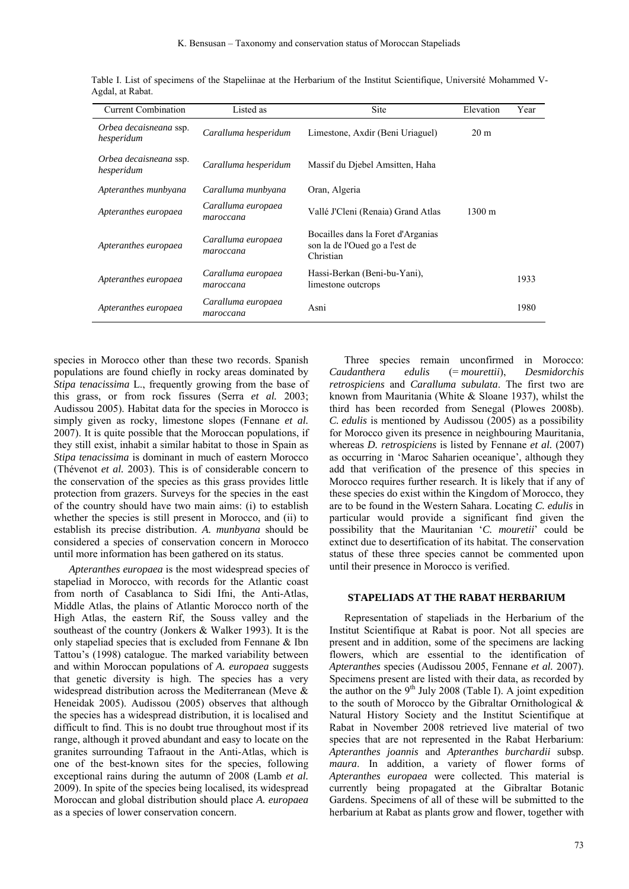Table I. List of specimens of the Stapeliinae at the Herbarium of the Institut Scientifique, Université Mohammed V-Agdal, at Rabat.

| Current Combination | Listed as | Site | Elevation | Year |
|---|---|---|---|---|
| *Orbea decaisneana* ssp. *hesperidum* | *Caralluma hesperidum* | Limestone, Axdir (Beni Uriaguel) | 20 m | |
| *Orbea decaisneana* ssp. *hesperidum* | *Caralluma hesperidum* | Massif du Djebel Amsitten, Haha | | |
| *Apteranthes munbyana* | *Caralluma munbyana* | Oran, Algeria | | |
| *Apteranthes europaea* | *Caralluma europaea maroccana* | Vallé J'Cleni (Renaia) Grand Atlas | 1300 m | |
| *Apteranthes europaea* | *Caralluma europaea maroccana* | Bocailles dans la Foret d'Arganias son la de l'Oued go a l'est de Christian | | |
| *Apteranthes europaea* | *Caralluma europaea maroccana* | Hassi-Berkan (Beni-bu-Yani), limestone outcrops | | 1933 |
| *Apteranthes europaea* | *Caralluma europaea maroccana* | Asni | | 1980 |

species in Morocco other than these two records. Spanish populations are found chiefly in rocky areas dominated by *Stipa tenacissima* L., frequently growing from the base of this grass, or from rock fissures (Serra *et al.* 2003; Audissou 2005). Habitat data for the species in Morocco is simply given as rocky, limestone slopes (Fennane *et al.* 2007). It is quite possible that the Moroccan populations, if they still exist, inhabit a similar habitat to those in Spain as *Stipa tenacissima* is dominant in much of eastern Morocco (Thévenot *et al.* 2003). This is of considerable concern to the conservation of the species as this grass provides little protection from grazers. Surveys for the species in the east of the country should have two main aims: (i) to establish whether the species is still present in Morocco, and (ii) to establish its precise distribution. *A. munbyana* should be considered a species of conservation concern in Morocco until more information has been gathered on its status.

*Apteranthes europaea* is the most widespread species of stapeliad in Morocco, with records for the Atlantic coast from north of Casablanca to Sidi Ifni, the Anti-Atlas, Middle Atlas, the plains of Atlantic Morocco north of the High Atlas, the eastern Rif, the Souss valley and the southeast of the country (Jonkers & Walker 1993). It is the only stapeliad species that is excluded from Fennane & Ibn Tattou's (1998) catalogue. The marked variability between and within Moroccan populations of *A. europaea* suggests that genetic diversity is high. The species has a very widespread distribution across the Mediterranean (Meve & Heneidak 2005). Audissou (2005) observes that although the species has a widespread distribution, it is localised and difficult to find. This is no doubt true throughout most if its range, although it proved abundant and easy to locate on the granites surrounding Tafraout in the Anti-Atlas, which is one of the best-known sites for the species, following exceptional rains during the autumn of 2008 (Lamb *et al.* 2009). In spite of the species being localised, its widespread Moroccan and global distribution should place *A. europaea* as a species of lower conservation concern.

Three species remain unconfirmed in Morocco: *Caudanthera edulis* (= *mourettii*), *Desmidorchis retrospiciens* and *Caralluma subulata*. The first two are known from Mauritania (White & Sloane 1937), whilst the third has been recorded from Senegal (Plowes 2008b). *C. edulis* is mentioned by Audissou (2005) as a possibility for Morocco given its presence in neighbouring Mauritania, whereas *D. retrospiciens* is listed by Fennane *et al.* (2007) as occurring in 'Maroc Saharien oceanique', although they add that verification of the presence of this species in Morocco requires further research. It is likely that if any of these species do exist within the Kingdom of Morocco, they are to be found in the Western Sahara. Locating *C. edulis* in particular would provide a significant find given the possibility that the Mauritanian '*C. mouretii*' could be extinct due to desertification of its habitat. The conservation status of these three species cannot be commented upon until their presence in Morocco is verified.

## STAPELIADS AT THE RABAT HERBARIUM

Representation of stapeliads in the Herbarium of the Institut Scientifique at Rabat is poor. Not all species are present and in addition, some of the specimens are lacking flowers, which are essential to the identification of *Apteranthes* species (Audissou 2005, Fennane *et al.* 2007). Specimens present are listed with their data, as recorded by the author on the 9th July 2008 (Table I). A joint expedition to the south of Morocco by the Gibraltar Ornithological & Natural History Society and the Institut Scientifique at Rabat in November 2008 retrieved live material of two species that are not represented in the Rabat Herbarium: *Apteranthes joannis* and *Apteranthes burchardii* subsp. *maura*. In addition, a variety of flower forms of *Apteranthes europaea* were collected. This material is currently being propagated at the Gibraltar Botanic Gardens. Specimens of all of these will be submitted to the herbarium at Rabat as plants grow and flower, together with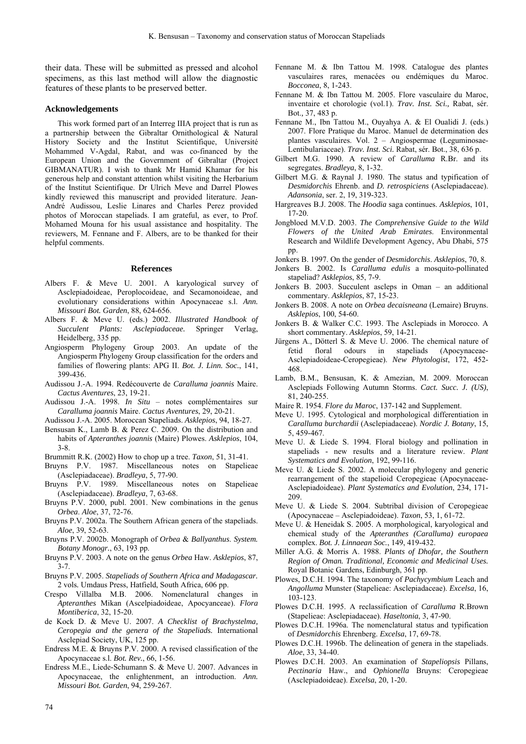their data. These will be submitted as pressed and alcohol specimens, as this last method will allow the diagnostic features of these plants to be preserved better.

### Acknowledgements

This work formed part of an Interreg IIIA project that is run as a partnership between the Gibraltar Ornithological & Natural History Society and the Institut Scientifique, Université Mohammed V-Agdal, Rabat, and was co-financed by the European Union and the Government of Gibraltar (Project GIBMANATUR). I wish to thank Mr Hamid Khamar for his generous help and constant attention whilst visiting the Herbarium of the Institut Scientifique. Dr Ulrich Meve and Darrel Plowes kindly reviewed this manuscript and provided literature. Jean-André Audissou, Leslie Linares and Charles Perez provided photos of Moroccan stapeliads. I am grateful, as ever, to Prof. Mohamed Mouna for his usual assistance and hospitality. The reviewers, M. Fennane and F. Albers, are to be thanked for their helpful comments.

### References

Albers F. & Meve U. 2001. A karyological survey of Asclepiadoideae, Peplocoideae, and Secamonoideae, and evolutionary considerations within Apocynaceae s.l. *Ann. Missouri Bot. Garden*, 88, 624-656.

Albers F. & Meve U. (eds.) 2002. *Illustrated Handbook of Succulent Plants: Asclepiadaceae.* Springer Verlag, Heidelberg, 335 pp.

Angiosperm Phylogeny Group 2003. An update of the Angiosperm Phylogeny Group classification for the orders and families of flowering plants: APG II. *Bot. J. Linn. Soc.*, 141, 399-436.

Audissou J.-A. 1994. Redécouverte de *Caralluma joannis* Maire. *Cactus Aventures*, 23, 19-21.

Audissou J.-A. 1998. *In Situ* – notes complémentaires sur *Caralluma joannis* Maire. *Cactus Aventures*, 29, 20-21.

Audissou J.-A. 2005. Moroccan Stapeliads. *Asklepios*, 94, 18-27.

Bensusan K., Lamb B. & Perez C. 2009. On the distribution and habits of *Apteranthes joannis* (Maire) Plowes. *Asklepios*, 104, 3-8.

Brummitt R.K. (2002) How to chop up a tree. *Taxon*, 51, 31-41.

Bruyns P.V. 1987. Miscellaneous notes on Stapelieae (Asclepiadaceae). *Bradleya*, 5, 77-90.

Bruyns P.V. 1989. Miscellaneous notes on Stapelieae (Asclepiadaceae). *Bradleya*, 7, 63-68.

Bruyns P.V. 2000, publ. 2001. New combinations in the genus *Orbea*. *Aloe*, 37, 72-76.

Bruyns P.V. 2002a. The Southern African genera of the stapeliads. *Aloe*, 39, 52-63.

Bruyns P.V. 2002b. Monograph of *Orbea* & *Ballyanthus*. *System. Botany Monogr.*, 63, 193 pp.

Bruyns P.V. 2003. A note on the genus *Orbea* Haw. *Asklepios*, 87, 3-7.

Bruyns P.V. 2005. *Stapeliads of Southern Africa and Madagascar.* 2 vols. Umdaus Press, Hatfield, South Africa, 606 pp.

Crespo Villalba M.B. 2006. Nomenclatural changes in *Apteranthes* Mikan (Ascelpiadoideae, Apocynceae). *Flora Montiberica*, 32, 15-20.

de Kock D. & Meve U. 2007. *A Checklist of Brachystelma, Ceropegia and the genera of the Stapeliads.* International Asclepiad Society, UK, 125 pp.

Endress M.E. & Bruyns P.V. 2000. A revised classification of the Apocynaceae s.l. *Bot. Rev.*, 66, 1-56.

Endress M.E., Liede-Schumann S. & Meve U. 2007. Advances in Apocynaceae, the enlightenment, an introduction. *Ann. Missouri Bot. Garden*, 94, 259-267.

Fennane M. & Ibn Tattou M. 1998. Catalogue des plantes vasculaires rares, menacées ou endémiques du Maroc. *Bocconea*, 8, 1-243.

Fennane M. & Ibn Tattou M. 2005. Flore vasculaire du Maroc, inventaire et chorologie (vol.1). *Trav. Inst. Sci.,* Rabat, sér. Bot., 37, 483 p.

Fennane M., Ibn Tattou M., Ouyahya A. & El Oualidi J. (eds.) 2007. Flore Pratique du Maroc. Manuel de determination des plantes vasculaires. Vol. 2 – Angiospermae (Leguminosae-Lentibulariaceae). *Trav. Inst. Sci.* Rabat, sér. Bot., 38, 636 p.

Gilbert M.G. 1990. A review of *Caralluma* R.Br. and its segregates. *Bradleya*, 8, 1-32.

Gilbert M.G. & Raynal J. 1980. The status and typification of *Desmidorchis* Ehrenb. and *D. retrospiciens* (Asclepiadaceae). *Adansonia*, ser. 2, 19, 319-323.

Hargreaves B.J. 2008. The *Hoodia* saga continues. *Asklepios*, 101, 17-20.

Jongbloed M.V.D. 2003. *The Comprehensive Guide to the Wild Flowers of the United Arab Emirates.* Environmental Research and Wildlife Development Agency, Abu Dhabi, 575 pp.

Jonkers B. 1997. On the gender of *Desmidorchis*. *Asklepios*, 70, 8.

Jonkers B. 2002. Is *Caralluma edulis* a mosquito-pollinated stapeliad? *Asklepios*, 85, 7-9.

Jonkers B. 2003. Succulent ascleps in Oman – an additional commentary. *Asklepios*, 87, 15-23.

Jonkers B. 2008. A note on *Orbea decaisneana* (Lemaire) Bruyns. *Asklepios*, 100, 54-60.

Jonkers B. & Walker C.C. 1993. The Asclepiads in Morocco. A short commentary. *Asklepios*, 59, 14-21.

Jürgens A., Dötterl S. & Meve U. 2006. The chemical nature of fetid floral odours in stapeliads (Apocynaceae-Asclepiadoideae-Ceropegieae). *New Phytologist*, 172, 452-468.

Lamb, B.M., Bensusan, K. & Amezian, M. 2009. Moroccan Asclepiads Following Autumn Storms. *Cact. Succ. J. (US)*, 81, 240-255.

Maire R. 1954. *Flore du Maroc*, 137-142 and Supplement.

Meve U. 1995. Cytological and morphological differentiation in *Caralluma burchardii* (Asclepiadaceae). *Nordic J. Botany*, 15, 5, 459-467.

Meve U. & Liede S. 1994. Floral biology and pollination in stapeliads - new results and a literature review. *Plant Systematics and Evolution*, 192, 99-116.

Meve U. & Liede S. 2002. A molecular phylogeny and generic rearrangement of the stapelioid Ceropegieae (Apocynaceae-Asclepiadoideae). *Plant Systematics and Evolution*, 234, 171-209.

Meve U. & Liede S. 2004. Subtribal division of Ceropegieae (Apocynaceae – Asclepiadoideae). *Taxon*, 53, 1, 61-72.

Meve U. & Heneidak S. 2005. A morphological, karyological and chemical study of the *Apteranthes (Caralluma) europaea* complex. *Bot. J. Linnaean Soc.*, 149, 419-432.

Miller A.G. & Morris A. 1988. *Plants of Dhofar, the Southern Region of Oman. Traditional, Economic and Medicinal Uses.* Royal Botanic Gardens, Edinburgh, 361 pp.

Plowes, D.C.H. 1994. The taxonomy of *Pachycymbium* Leach and *Angolluma* Munster (Stapelieae: Asclepiadaceae). *Excelsa*, 16, 103-123.

Plowes D.C.H. 1995. A reclassification of *Caralluma* R.Brown (Stapelieae: Asclepiadaceae). *Haseltonia*, 3, 47-90.

Plowes D.C.H. 1996a. The nomenclatural status and typification of *Desmidorchis* Ehrenberg. *Excelsa*, 17, 69-78.

Plowes D.C.H. 1996b. The delineation of genera in the stapeliads. *Aloe*, 33, 34-40.

Plowes D.C.H. 2003. An examination of *Stapeliopsis* Pillans, *Pectinaria* Haw., and *Ophionella* Bruyns: Ceropegieae (Asclepiadoideae). *Excelsa*, 20, 1-20.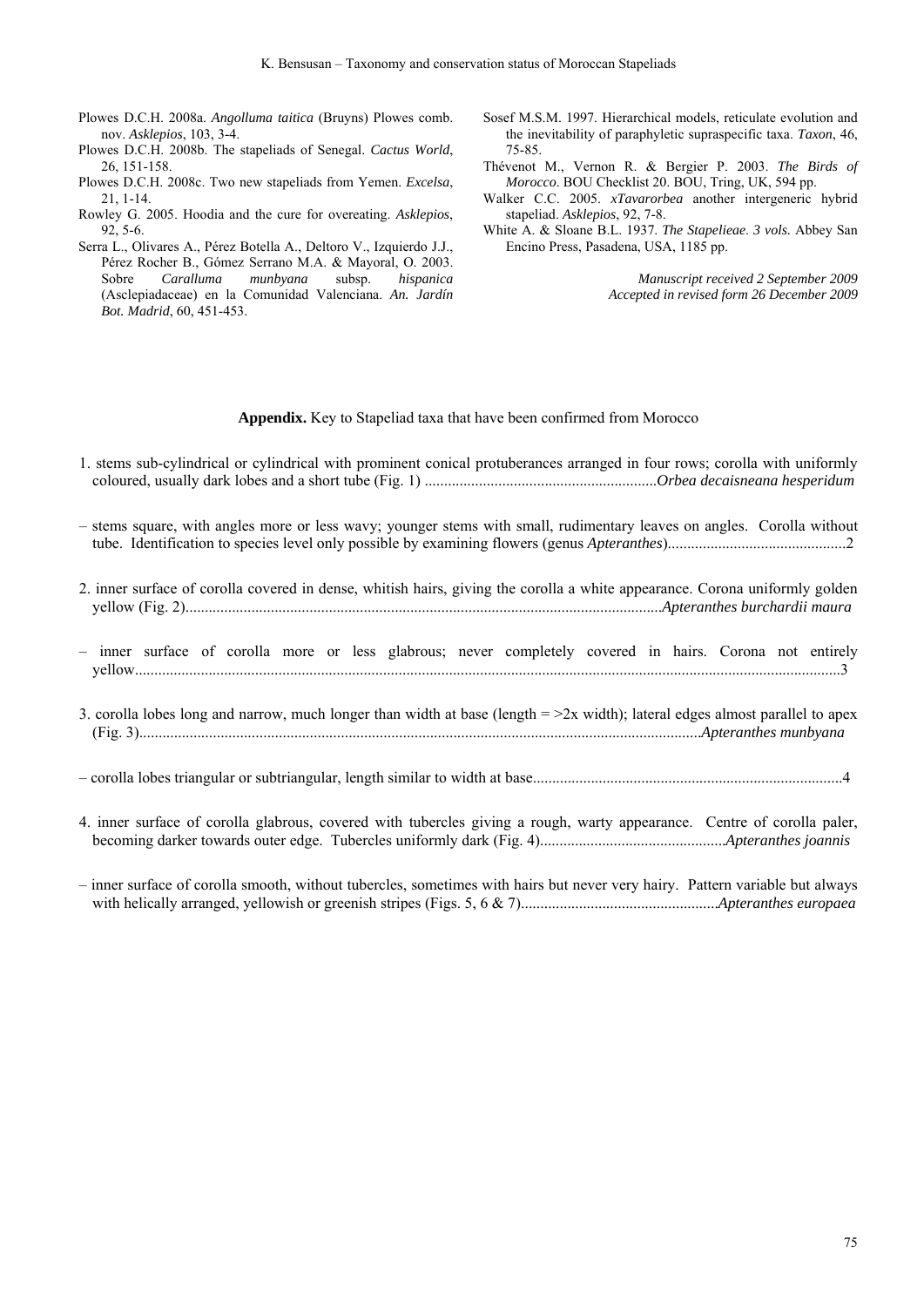Plowes D.C.H. 2008a. *Angolluma taitica* (Bruyns) Plowes comb. nov. *Asklepios*, 103, 3-4.

Plowes D.C.H. 2008b. The stapeliads of Senegal. *Cactus World*, 26, 151-158.

Plowes D.C.H. 2008c. Two new stapeliads from Yemen. *Excelsa*, 21, 1-14.

Rowley G. 2005. Hoodia and the cure for overeating. *Asklepios*, 92, 5-6.

Serra L., Olivares A., Pérez Botella A., Deltoro V., Izquierdo J.J., Pérez Rocher B., Gómez Serrano M.A. & Mayoral, O. 2003. Sobre *Caralluma munbyana* subsp. *hispanica* (Asclepiadaceae) en la Comunidad Valenciana. *An. Jardín Bot. Madrid*, 60, 451-453.

Sosef M.S.M. 1997. Hierarchical models, reticulate evolution and the inevitability of paraphyletic supraspecific taxa. *Taxon*, 46, 75-85.

Thévenot M., Vernon R. & Bergier P. 2003. *The Birds of Morocco*. BOU Checklist 20. BOU, Tring, UK, 594 pp.

Walker C.C. 2005. *xTavarorbea* another intergeneric hybrid stapeliad. *Asklepios*, 92, 7-8.

White A. & Sloane B.L. 1937. *The Stapelieae. 3 vols.* Abbey San Encino Press, Pasadena, USA, 1185 pp.

*Manuscript received 2 September 2009*
*Accepted in revised form 26 December 2009*

**Appendix.** Key to Stapeliad taxa that have been confirmed from Morocco

1. stems sub-cylindrical or cylindrical with prominent conical protuberances arranged in four rows; corolla with uniformly coloured, usually dark lobes and a short tube (Fig. 1) ............................................................*Orbea decaisneana hesperidum*

– stems square, with angles more or less wavy; younger stems with small, rudimentary leaves on angles. Corolla without tube. Identification to species level only possible by examining flowers (genus *Apteranthes*)..............................................2

2. inner surface of corolla covered in dense, whitish hairs, giving the corolla a white appearance. Corona uniformly golden yellow (Fig. 2)...........................................................................................................................*Apteranthes burchardii maura*

– inner surface of corolla more or less glabrous; never completely covered in hairs. Corona not entirely yellow..................................................................................................................................................................................3

3. corolla lobes long and narrow, much longer than width at base (length = >2x width); lateral edges almost parallel to apex (Fig. 3)................................................................................................................................................*Apteranthes munbyana*

– corolla lobes triangular or subtriangular, length similar to width at base................................................................................4

4. inner surface of corolla glabrous, covered with tubercles giving a rough, warty appearance. Centre of corolla paler, becoming darker towards outer edge. Tubercles uniformly dark (Fig. 4)................................................*Apteranthes joannis*

– inner surface of corolla smooth, without tubercles, sometimes with hairs but never very hairy. Pattern variable but always with helically arranged, yellowish or greenish stripes (Figs. 5, 6 & 7)...................................................*Apteranthes europaea*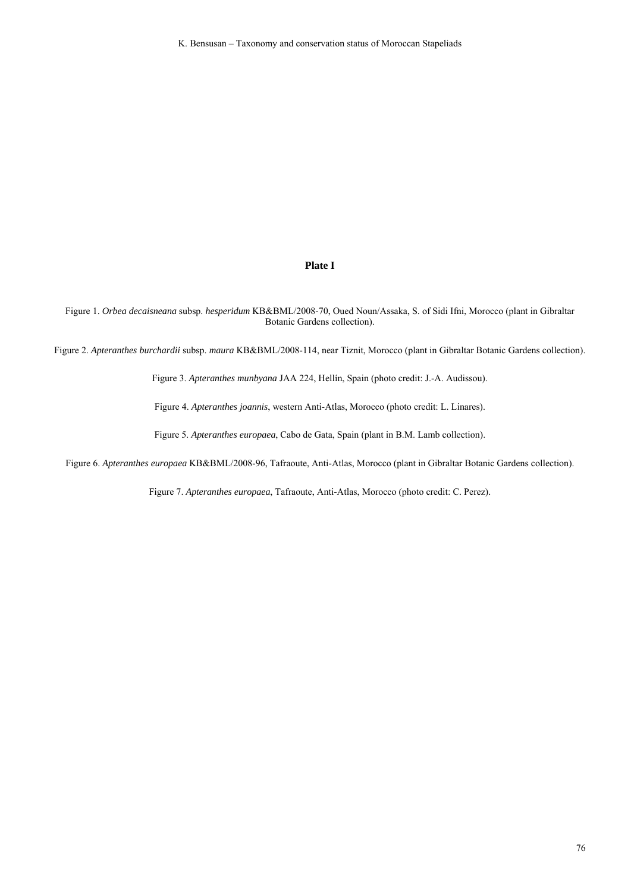**Plate I**

Figure 1. *Orbea decaisneana* subsp. *hesperidum* KB&BML/2008-70, Oued Noun/Assaka, S. of Sidi Ifni, Morocco (plant in Gibraltar Botanic Gardens collection).

Figure 2. *Apteranthes burchardii* subsp. *maura* KB&BML/2008-114, near Tiznit, Morocco (plant in Gibraltar Botanic Gardens collection).

Figure 3. *Apteranthes munbyana* JAA 224, Hellín, Spain (photo credit: J.-A. Audissou).

Figure 4. *Apteranthes joannis*, western Anti-Atlas, Morocco (photo credit: L. Linares).

Figure 5. *Apteranthes europaea*, Cabo de Gata, Spain (plant in B.M. Lamb collection).

Figure 6. *Apteranthes europaea* KB&BML/2008-96, Tafraoute, Anti-Atlas, Morocco (plant in Gibraltar Botanic Gardens collection).

Figure 7. *Apteranthes europaea*, Tafraoute, Anti-Atlas, Morocco (photo credit: C. Perez).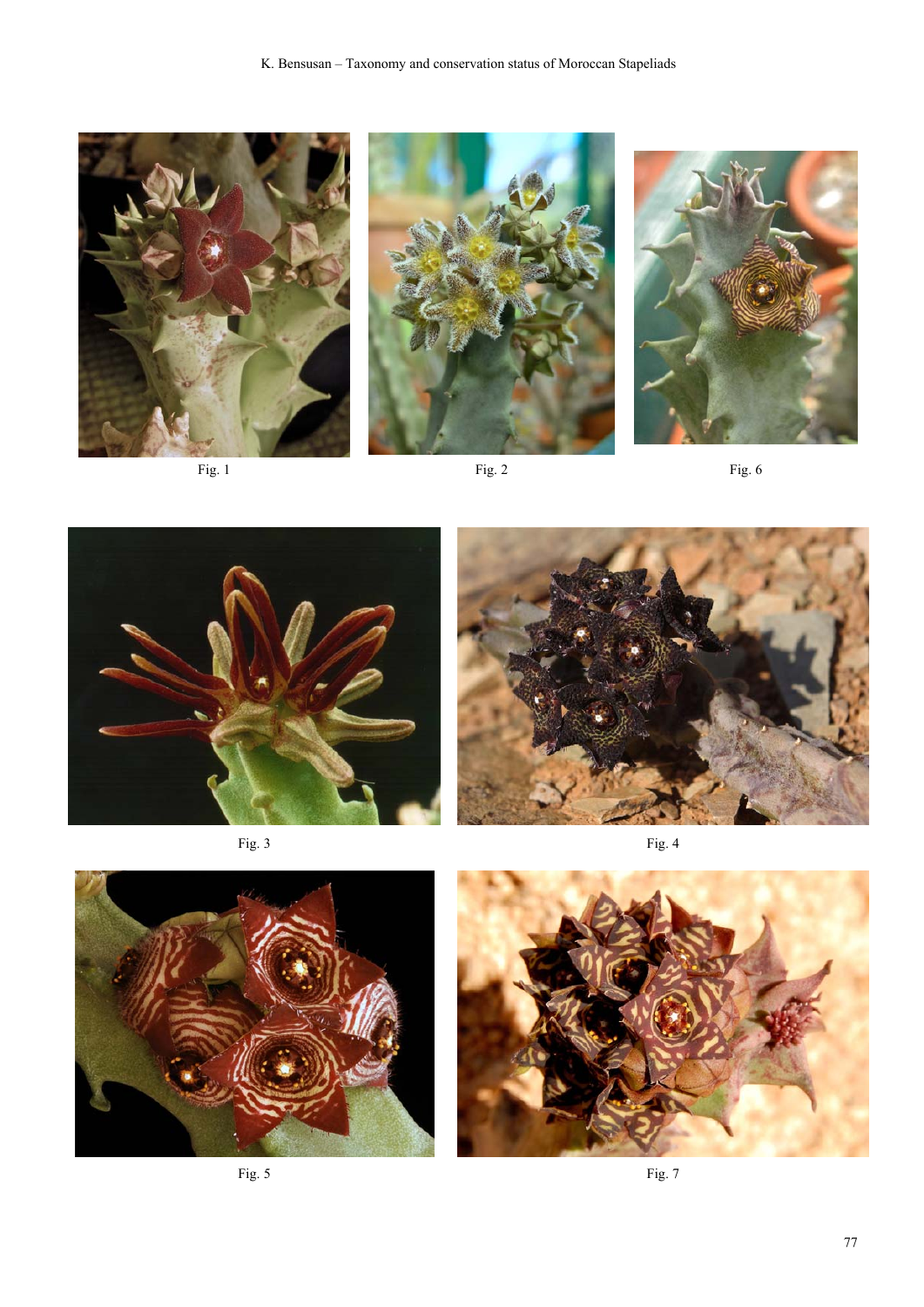Fig. 1

Fig. 2

Fig. 6

Fig. 3

Fig. 4

Fig. 5

Fig. 7